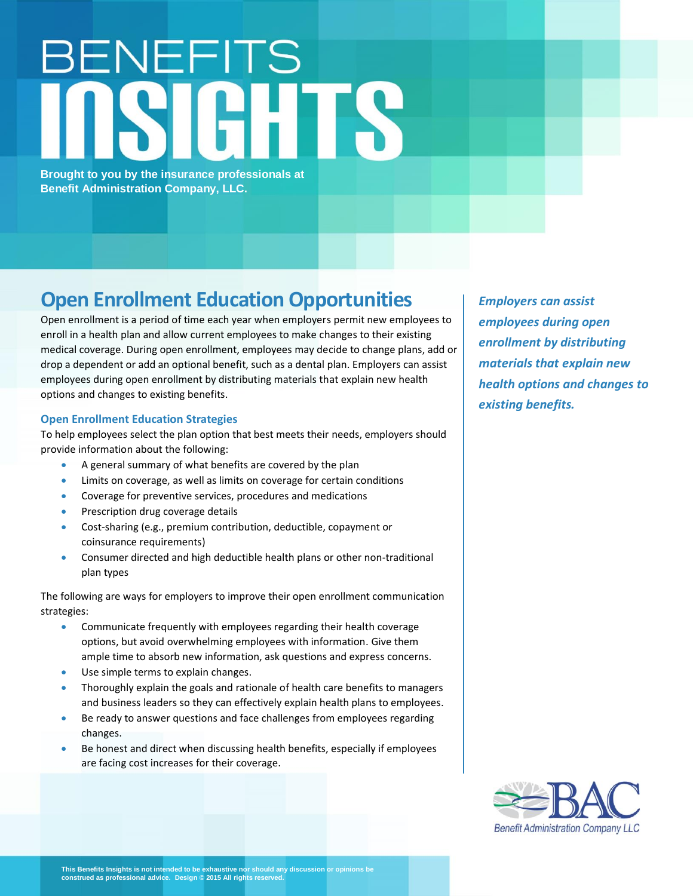# BENEFITS INSIGHTS

**Brought to you by the insurance professionals at Benefit Administration Company, LLC.**

## Open Enrollment Education Opportunities

Open enrollment is a period of time each year when employers permit new employees to enroll in a health plan and allow current employees to make changes to their existing medical coverage. During open enrollment, employees may decide to change plans, add or drop a dependent or add an optional benefit, such as a dental plan. Employers can assist employees during open enrollment by distributing materials that explain new health options and changes to existing benefits.

***Employers can assist employees during open enrollment by distributing materials that explain new health options and changes to existing benefits.***

### Open Enrollment Education Strategies

To help employees select the plan option that best meets their needs, employers should provide information about the following:

- A general summary of what benefits are covered by the plan
- Limits on coverage, as well as limits on coverage for certain conditions
- Coverage for preventive services, procedures and medications
- Prescription drug coverage details
- Cost-sharing (e.g., premium contribution, deductible, copayment or coinsurance requirements)
- Consumer directed and high deductible health plans or other non-traditional plan types

The following are ways for employers to improve their open enrollment communication strategies:

- Communicate frequently with employees regarding their health coverage options, but avoid overwhelming employees with information. Give them ample time to absorb new information, ask questions and express concerns.
- Use simple terms to explain changes.
- Thoroughly explain the goals and rationale of health care benefits to managers and business leaders so they can effectively explain health plans to employees.
- Be ready to answer questions and face challenges from employees regarding changes.
- Be honest and direct when discussing health benefits, especially if employees are facing cost increases for their coverage.

BAC Benefit Administration Company LLC

This Benefits Insights is not intended to be exhaustive nor should any discussion or opinions be construed as professional advice. Design © 2015 All rights reserved.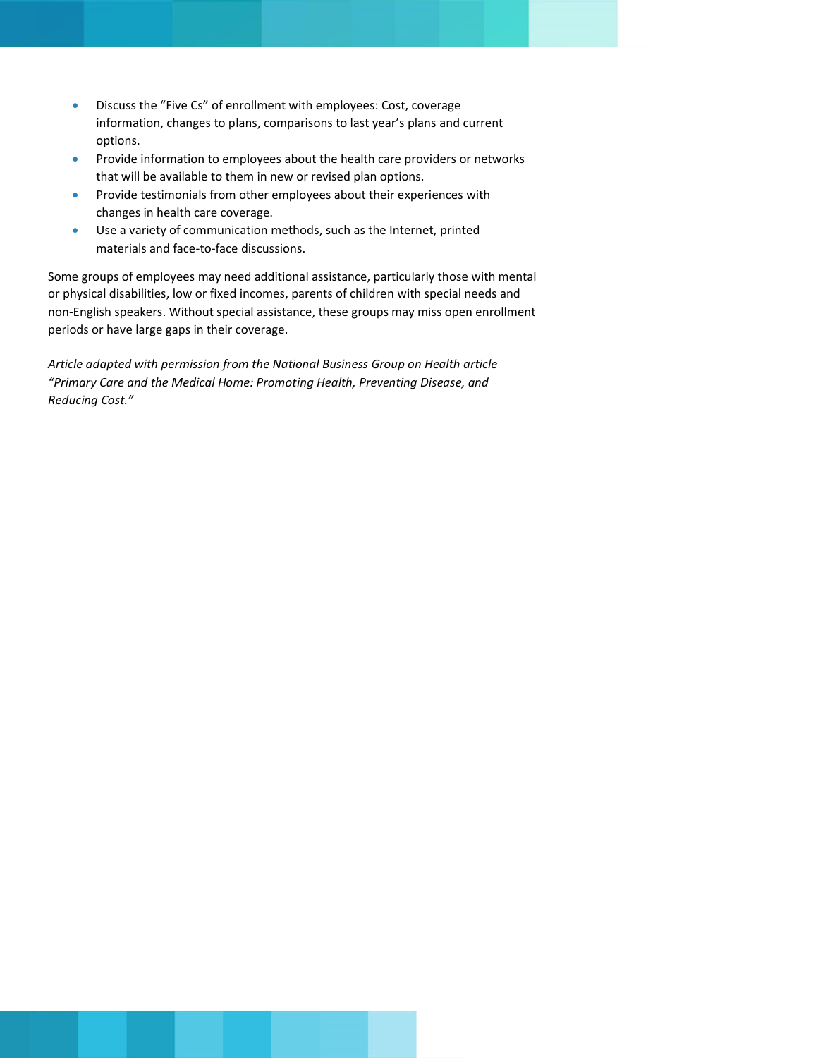- Discuss the “Five Cs” of enrollment with employees: Cost, coverage information, changes to plans, comparisons to last year’s plans and current options.
- Provide information to employees about the health care providers or networks that will be available to them in new or revised plan options.
- Provide testimonials from other employees about their experiences with changes in health care coverage.
- Use a variety of communication methods, such as the Internet, printed materials and face-to-face discussions.

Some groups of employees may need additional assistance, particularly those with mental or physical disabilities, low or fixed incomes, parents of children with special needs and non-English speakers. Without special assistance, these groups may miss open enrollment periods or have large gaps in their coverage.

*Article adapted with permission from the National Business Group on Health article “Primary Care and the Medical Home: Promoting Health, Preventing Disease, and Reducing Cost.”*